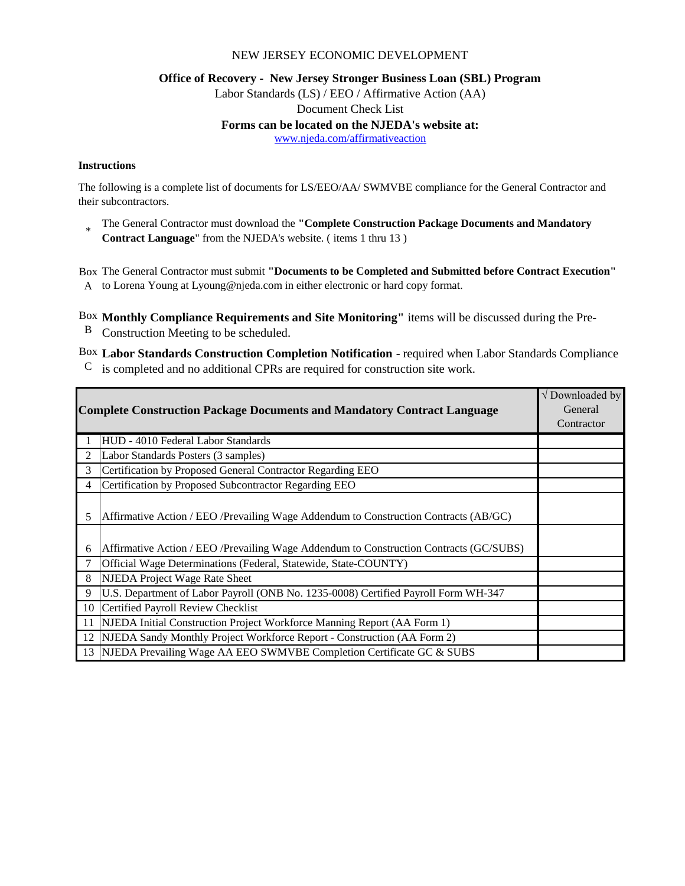NEW JERSEY ECONOMIC DEVELOPMENT

**Office of Recovery - New Jersey Stronger Business Loan (SBL) Program**

Labor Standards (LS) / EEO / Affirmative Action (AA)

Document Check List

**Forms can be located on the NJEDA's website at:**

www.njeda.com/affirmativeaction

**Instructions**

The following is a complete list of documents for LS/EEO/AA/ SWMVBE compliance for the General Contractor and their subcontractors.

\* The General Contractor must download the **"Complete Construction Package Documents and Mandatory Contract Language"** from the NJEDA's website. ( items 1 thru 13 )

Box A The General Contractor must submit **"Documents to be Completed and Submitted before Contract Execution"** to Lorena Young at Lyoung@njeda.com in either electronic or hard copy format.

Box B **Monthly Compliance Requirements and Site Monitoring"** items will be discussed during the Pre-Construction Meeting to be scheduled.

Box C **Labor Standards Construction Completion Notification** - required when Labor Standards Compliance is completed and no additional CPRs are required for construction site work.

| | **Complete Construction Package Documents and Mandatory Contract Language** | √ Downloaded by General Contractor |
|---|---|---|
| 1 | HUD - 4010 Federal Labor Standards | |
| 2 | Labor Standards Posters (3 samples) | |
| 3 | Certification by Proposed General Contractor Regarding EEO | |
| 4 | Certification by Proposed Subcontractor Regarding EEO | |
| 5 | Affirmative Action / EEO /Prevailing Wage Addendum to Construction Contracts (AB/GC) | |
| 6 | Affirmative Action / EEO /Prevailing Wage Addendum to Construction Contracts (GC/SUBS) | |
| 7 | Official Wage Determinations (Federal, Statewide, State-COUNTY) | |
| 8 | NJEDA Project Wage Rate Sheet | |
| 9 | U.S. Department of Labor Payroll (ONB No. 1235-0008) Certified Payroll Form WH-347 | |
| 10 | Certified Payroll Review Checklist | |
| 11 | NJEDA Initial Construction Project Workforce Manning Report (AA Form 1) | |
| 12 | NJEDA Sandy Monthly Project Workforce Report - Construction (AA Form 2) | |
| 13 | NJEDA Prevailing Wage AA EEO SWMVBE Completion Certificate GC & SUBS | |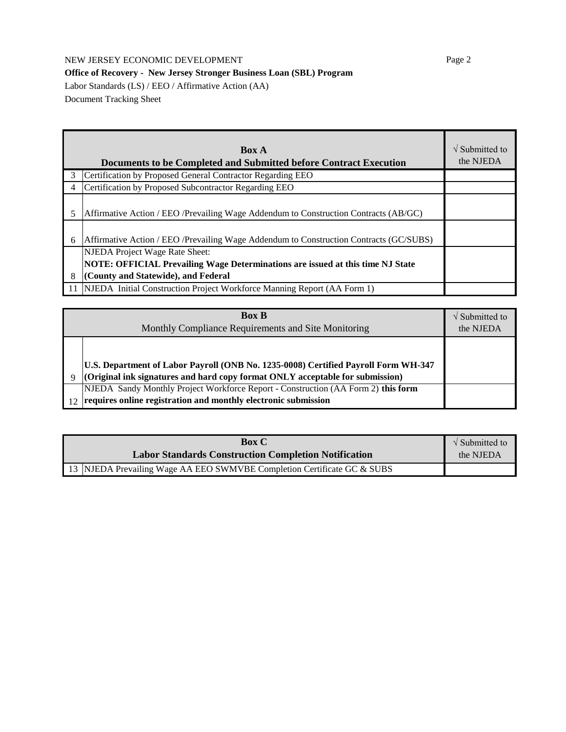NEW JERSEY ECONOMIC DEVELOPMENT

**Office of Recovery - New Jersey Stronger Business Loan (SBL) Program**

Labor Standards (LS) / EEO / Affirmative Action (AA)

Document Tracking Sheet

| | **Box A**<br>**Documents to be Completed and Submitted before Contract Execution** | √ Submitted to the NJEDA |
|---|---|---|
| 3 | Certification by Proposed General Contractor Regarding EEO | |
| 4 | Certification by Proposed Subcontractor Regarding EEO | |
| 5 | Affirmative Action / EEO /Prevailing Wage Addendum to Construction Contracts (AB/GC) | |
| 6 | Affirmative Action / EEO /Prevailing Wage Addendum to Construction Contracts (GC/SUBS) | |
| 8 | NJEDA Project Wage Rate Sheet: **NOTE: OFFICIAL Prevailing Wage Determinations are issued at this time NJ State (County and Statewide), and Federal** | |
| 11 | NJEDA Initial Construction Project Workforce Manning Report (AA Form 1) | |

| | **Box B**<br>Monthly Compliance Requirements and Site Monitoring | √ Submitted to the NJEDA |
|---|---|---|
| 9 | **U.S. Department of Labor Payroll (ONB No. 1235-0008) Certified Payroll Form WH-347 (Original ink signatures and hard copy format ONLY acceptable for submission)** | |
| 12 | NJEDA Sandy Monthly Project Workforce Report - Construction (AA Form 2) **this form requires online registration and monthly electronic submission** | |

| | **Box C**<br>**Labor Standards Construction Completion Notification** | √ Submitted to the NJEDA |
|---|---|---|
| 13 | NJEDA Prevailing Wage AA EEO SWMVBE Completion Certificate GC & SUBS | |